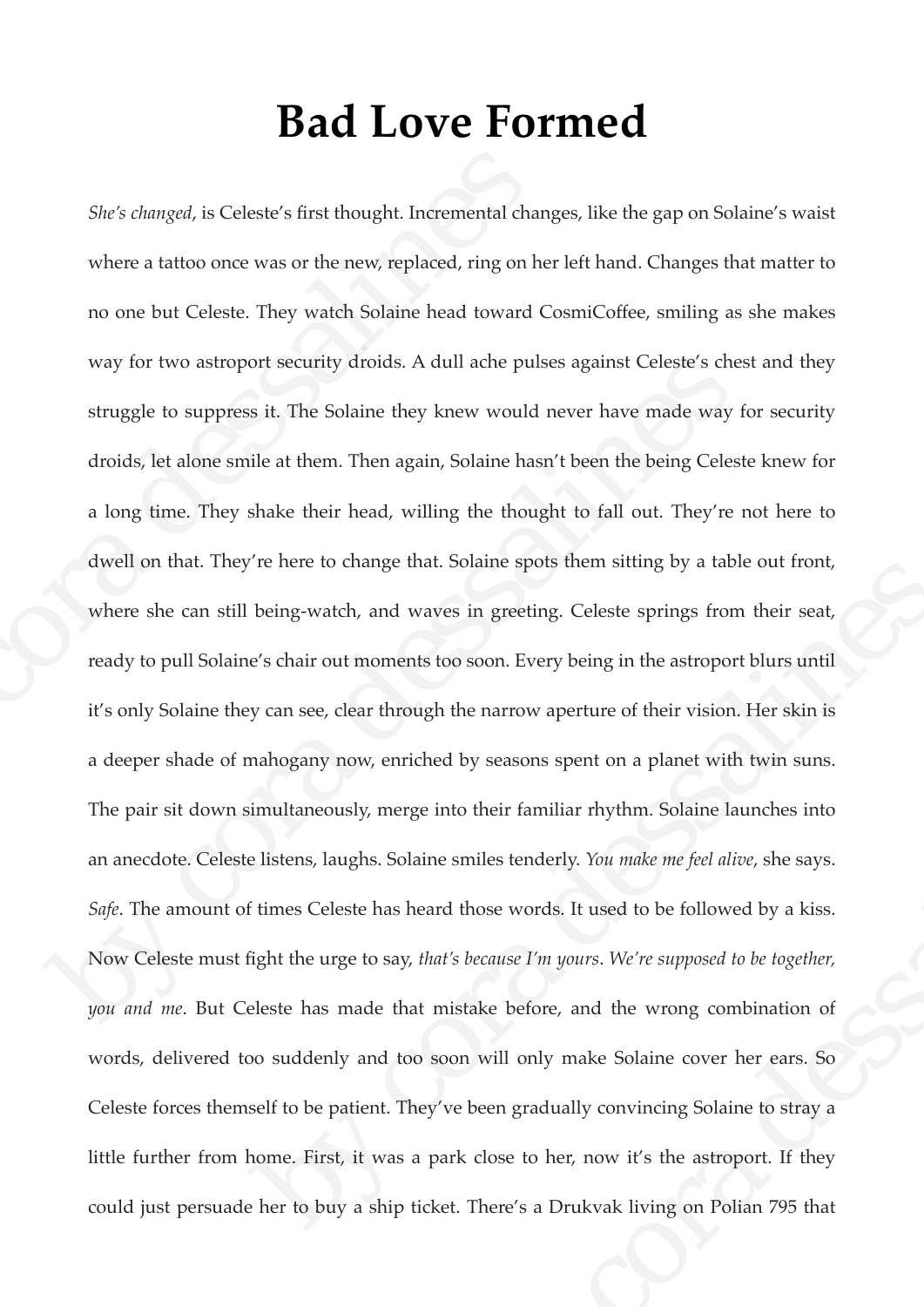# Bad Love Formed

*She's changed*, is Celeste's first thought. Incremental changes, like the gap on Solaine's waist where a tattoo once was or the new, replaced, ring on her left hand. Changes that matter to no one but Celeste. They watch Solaine head toward CosmiCoffee, smiling as she makes way for two astroport security droids. A dull ache pulses against Celeste's chest and they struggle to suppress it. The Solaine they knew would never have made way for security droids, let alone smile at them. Then again, Solaine hasn't been the being Celeste knew for a long time. They shake their head, willing the thought to fall out. They're not here to dwell on that. They're here to change that. Solaine spots them sitting by a table out front, where she can still being-watch, and waves in greeting. Celeste springs from their seat, ready to pull Solaine's chair out moments too soon. Every being in the astroport blurs until it's only Solaine they can see, clear through the narrow aperture of their vision. Her skin is a deeper shade of mahogany now, enriched by seasons spent on a planet with twin suns. The pair sit down simultaneously, merge into their familiar rhythm. Solaine launches into an anecdote. Celeste listens, laughs. Solaine smiles tenderly. *You make me feel alive*, she says. *Safe*. The amount of times Celeste has heard those words. It used to be followed by a kiss. Now Celeste must fight the urge to say, *that's because I'm yours*. *We're supposed to be together, you and me*. But Celeste has made that mistake before, and the wrong combination of words, delivered too suddenly and too soon will only make Solaine cover her ears. So Celeste forces themself to be patient. They've been gradually convincing Solaine to stray a little further from home. First, it was a park close to her, now it's the astroport. If they could just persuade her to buy a ship ticket. There's a Drukvak living on Polian 795 that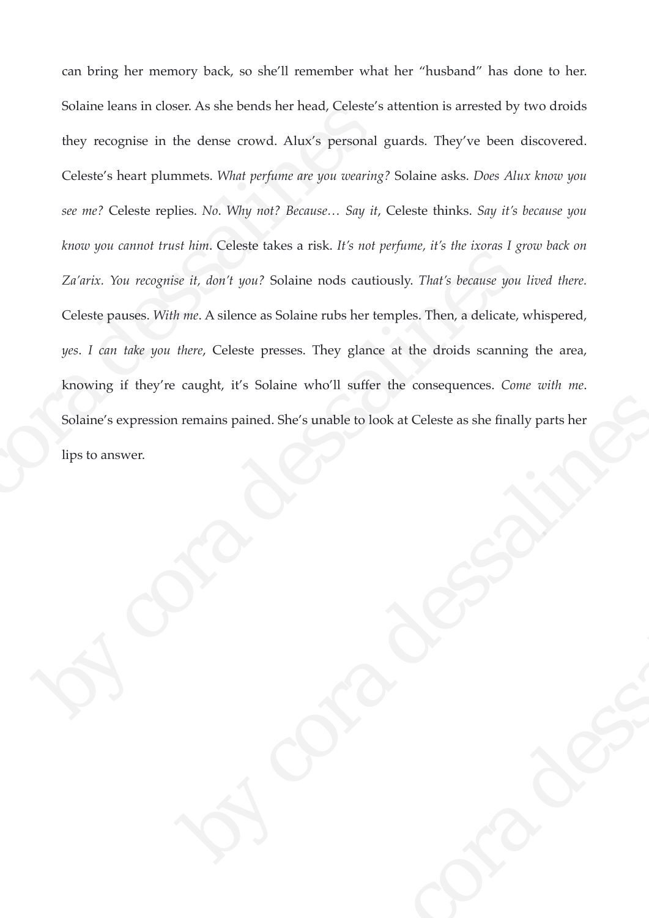can bring her memory back, so she'll remember what her "husband" has done to her. Solaine leans in closer. As she bends her head, Celeste's attention is arrested by two droids they recognise in the dense crowd. Alux's personal guards. They've been discovered. Celeste's heart plummets. *What perfume are you wearing?* Solaine asks. *Does Alux know you see me?* Celeste replies. *No*. *Why not? Because… Say it*, Celeste thinks. *Say it's because you know you cannot trust him*. Celeste takes a risk. *It's not perfume, it's the ixoras I grow back on Za'arix. You recognise it, don't you?* Solaine nods cautiously. *That's because you lived there.* Celeste pauses. *With me*. A silence as Solaine rubs her temples. Then, a delicate, whispered, *yes*. *I can take you there*, Celeste presses. They glance at the droids scanning the area, knowing if they're caught, it's Solaine who'll suffer the consequences. *Come with me*. Solaine's expression remains pained. She's unable to look at Celeste as she finally parts her lips to answer.